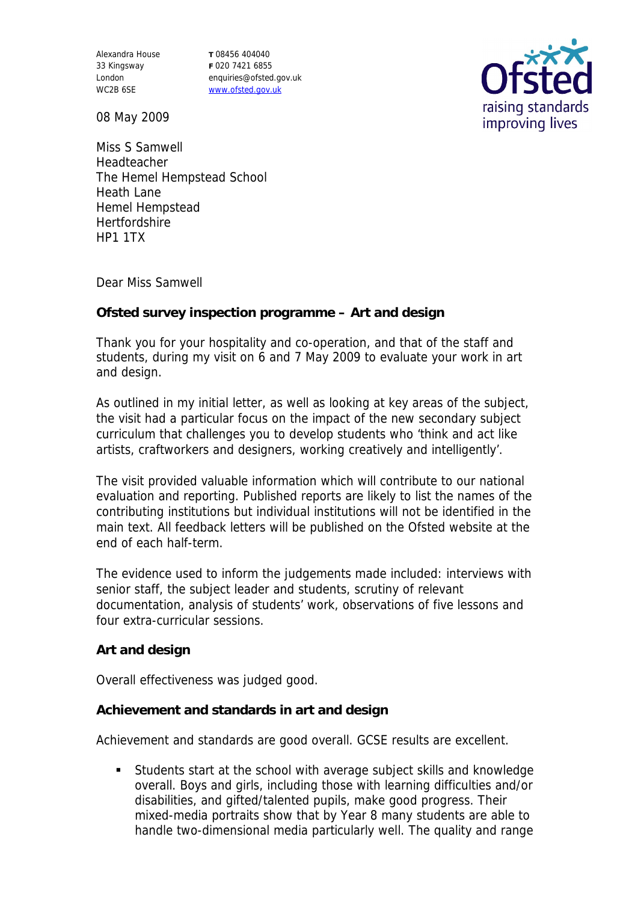Alexandra House
33 Kingsway
London
WC2B 6SE

**T** 08456 404040
**F** 020 7421 6855
enquiries@ofsted.gov.uk
www.ofsted.gov.uk

Ofsted
raising standards
improving lives

08 May 2009

Miss S Samwell
Headteacher
The Hemel Hempstead School
Heath Lane
Hemel Hempstead
Hertfordshire
HP1 1TX

Dear Miss Samwell

**Ofsted survey inspection programme – Art and design**

Thank you for your hospitality and co-operation, and that of the staff and students, during my visit on 6 and 7 May 2009 to evaluate your work in art and design.

As outlined in my initial letter, as well as looking at key areas of the subject, the visit had a particular focus on the impact of the new secondary subject curriculum that challenges you to develop students who 'think and act like artists, craftworkers and designers, working creatively and intelligently'.

The visit provided valuable information which will contribute to our national evaluation and reporting. Published reports are likely to list the names of the contributing institutions but individual institutions will not be identified in the main text. All feedback letters will be published on the Ofsted website at the end of each half-term.

The evidence used to inform the judgements made included: interviews with senior staff, the subject leader and students, scrutiny of relevant documentation, analysis of students' work, observations of five lessons and four extra-curricular sessions.

**Art and design**

Overall effectiveness was judged good.

**Achievement and standards in art and design**

Achievement and standards are good overall. GCSE results are excellent.

- Students start at the school with average subject skills and knowledge overall. Boys and girls, including those with learning difficulties and/or disabilities, and gifted/talented pupils, make good progress. Their mixed-media portraits show that by Year 8 many students are able to handle two-dimensional media particularly well. The quality and range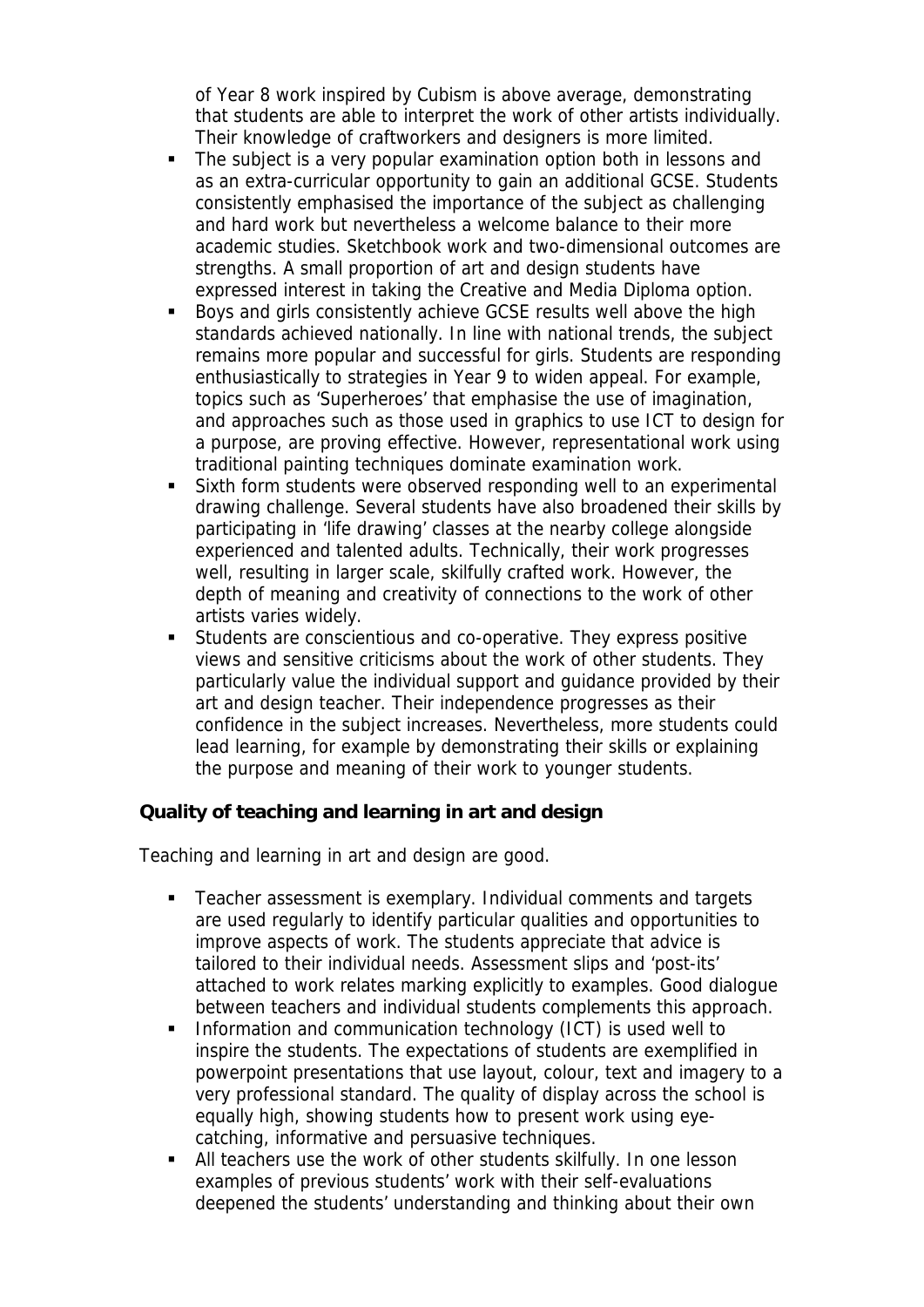of Year 8 work inspired by Cubism is above average, demonstrating that students are able to interpret the work of other artists individually. Their knowledge of craftworkers and designers is more limited.

- The subject is a very popular examination option both in lessons and as an extra-curricular opportunity to gain an additional GCSE. Students consistently emphasised the importance of the subject as challenging and hard work but nevertheless a welcome balance to their more academic studies. Sketchbook work and two-dimensional outcomes are strengths. A small proportion of art and design students have expressed interest in taking the Creative and Media Diploma option.
- Boys and girls consistently achieve GCSE results well above the high standards achieved nationally. In line with national trends, the subject remains more popular and successful for girls. Students are responding enthusiastically to strategies in Year 9 to widen appeal. For example, topics such as 'Superheroes' that emphasise the use of imagination, and approaches such as those used in graphics to use ICT to design for a purpose, are proving effective. However, representational work using traditional painting techniques dominate examination work.
- Sixth form students were observed responding well to an experimental drawing challenge. Several students have also broadened their skills by participating in 'life drawing' classes at the nearby college alongside experienced and talented adults. Technically, their work progresses well, resulting in larger scale, skilfully crafted work. However, the depth of meaning and creativity of connections to the work of other artists varies widely.
- Students are conscientious and co-operative. They express positive views and sensitive criticisms about the work of other students. They particularly value the individual support and guidance provided by their art and design teacher. Their independence progresses as their confidence in the subject increases. Nevertheless, more students could lead learning, for example by demonstrating their skills or explaining the purpose and meaning of their work to younger students.

**Quality of teaching and learning in art and design**

Teaching and learning in art and design are good.

- Teacher assessment is exemplary. Individual comments and targets are used regularly to identify particular qualities and opportunities to improve aspects of work. The students appreciate that advice is tailored to their individual needs. Assessment slips and 'post-its' attached to work relates marking explicitly to examples. Good dialogue between teachers and individual students complements this approach.
- Information and communication technology (ICT) is used well to inspire the students. The expectations of students are exemplified in powerpoint presentations that use layout, colour, text and imagery to a very professional standard. The quality of display across the school is equally high, showing students how to present work using eye-catching, informative and persuasive techniques.
- All teachers use the work of other students skilfully. In one lesson examples of previous students' work with their self-evaluations deepened the students' understanding and thinking about their own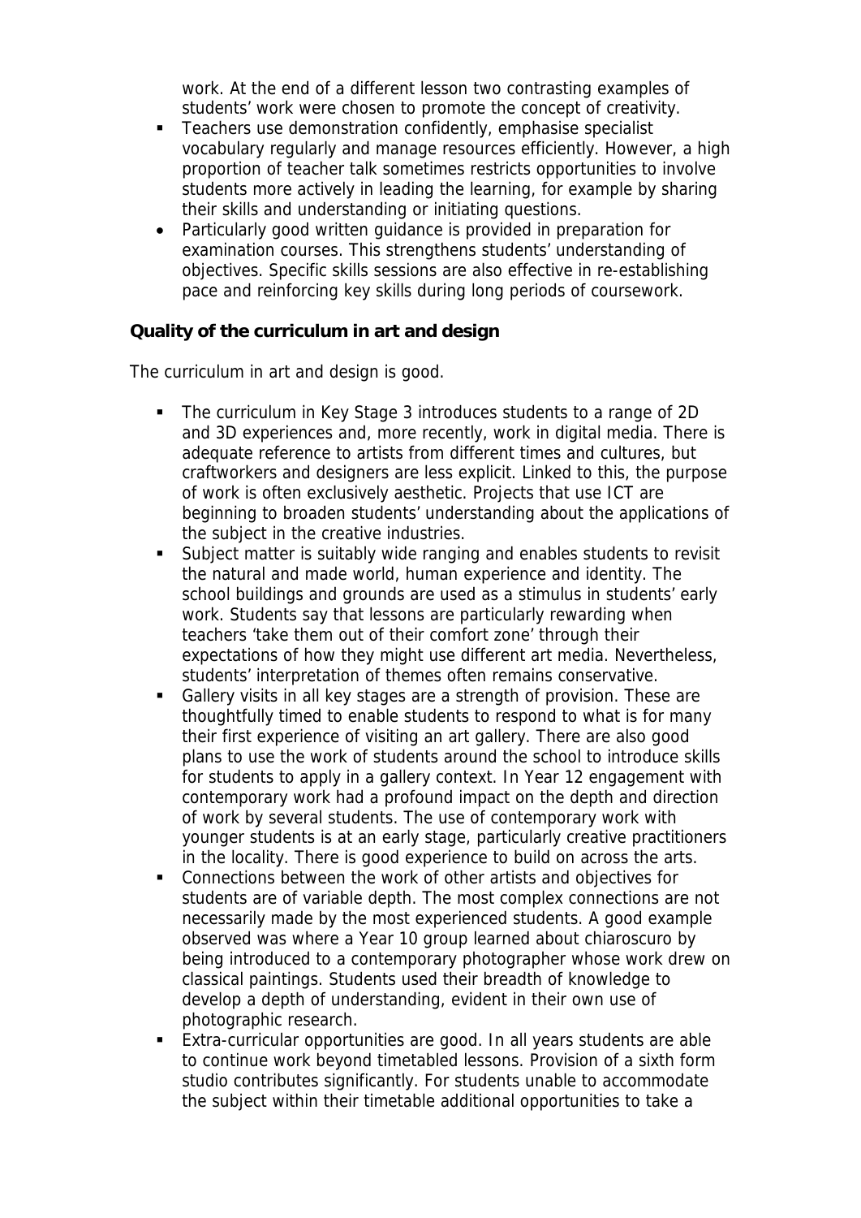work. At the end of a different lesson two contrasting examples of students' work were chosen to promote the concept of creativity.

- Teachers use demonstration confidently, emphasise specialist vocabulary regularly and manage resources efficiently. However, a high proportion of teacher talk sometimes restricts opportunities to involve students more actively in leading the learning, for example by sharing their skills and understanding or initiating questions.
- Particularly good written guidance is provided in preparation for examination courses. This strengthens students' understanding of objectives. Specific skills sessions are also effective in re-establishing pace and reinforcing key skills during long periods of coursework.

**Quality of the curriculum in art and design**

The curriculum in art and design is good.

- The curriculum in Key Stage 3 introduces students to a range of 2D and 3D experiences and, more recently, work in digital media. There is adequate reference to artists from different times and cultures, but craftworkers and designers are less explicit. Linked to this, the purpose of work is often exclusively aesthetic. Projects that use ICT are beginning to broaden students' understanding about the applications of the subject in the creative industries.
- Subject matter is suitably wide ranging and enables students to revisit the natural and made world, human experience and identity. The school buildings and grounds are used as a stimulus in students' early work. Students say that lessons are particularly rewarding when teachers 'take them out of their comfort zone' through their expectations of how they might use different art media. Nevertheless, students' interpretation of themes often remains conservative.
- Gallery visits in all key stages are a strength of provision. These are thoughtfully timed to enable students to respond to what is for many their first experience of visiting an art gallery. There are also good plans to use the work of students around the school to introduce skills for students to apply in a gallery context. In Year 12 engagement with contemporary work had a profound impact on the depth and direction of work by several students. The use of contemporary work with younger students is at an early stage, particularly creative practitioners in the locality. There is good experience to build on across the arts.
- Connections between the work of other artists and objectives for students are of variable depth. The most complex connections are not necessarily made by the most experienced students. A good example observed was where a Year 10 group learned about chiaroscuro by being introduced to a contemporary photographer whose work drew on classical paintings. Students used their breadth of knowledge to develop a depth of understanding, evident in their own use of photographic research.
- Extra-curricular opportunities are good. In all years students are able to continue work beyond timetabled lessons. Provision of a sixth form studio contributes significantly. For students unable to accommodate the subject within their timetable additional opportunities to take a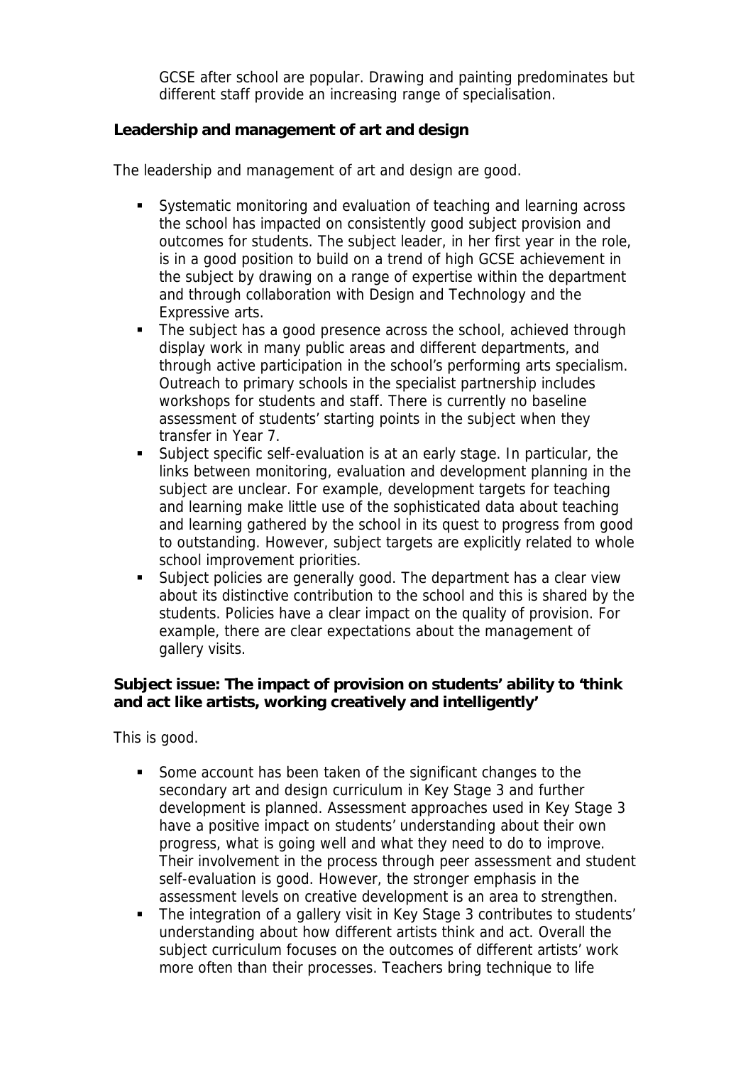GCSE after school are popular. Drawing and painting predominates but different staff provide an increasing range of specialisation.

**Leadership and management of art and design**

The leadership and management of art and design are good.

- Systematic monitoring and evaluation of teaching and learning across the school has impacted on consistently good subject provision and outcomes for students. The subject leader, in her first year in the role, is in a good position to build on a trend of high GCSE achievement in the subject by drawing on a range of expertise within the department and through collaboration with Design and Technology and the Expressive arts.
- The subject has a good presence across the school, achieved through display work in many public areas and different departments, and through active participation in the school's performing arts specialism. Outreach to primary schools in the specialist partnership includes workshops for students and staff. There is currently no baseline assessment of students' starting points in the subject when they transfer in Year 7.
- Subject specific self-evaluation is at an early stage. In particular, the links between monitoring, evaluation and development planning in the subject are unclear. For example, development targets for teaching and learning make little use of the sophisticated data about teaching and learning gathered by the school in its quest to progress from good to outstanding. However, subject targets are explicitly related to whole school improvement priorities.
- Subject policies are generally good. The department has a clear view about its distinctive contribution to the school and this is shared by the students. Policies have a clear impact on the quality of provision. For example, there are clear expectations about the management of gallery visits.

**Subject issue: The impact of provision on students' ability to 'think and act like artists, working creatively and intelligently'**

This is good.

- Some account has been taken of the significant changes to the secondary art and design curriculum in Key Stage 3 and further development is planned. Assessment approaches used in Key Stage 3 have a positive impact on students' understanding about their own progress, what is going well and what they need to do to improve. Their involvement in the process through peer assessment and student self-evaluation is good. However, the stronger emphasis in the assessment levels on creative development is an area to strengthen.
- The integration of a gallery visit in Key Stage 3 contributes to students' understanding about how different artists think and act. Overall the subject curriculum focuses on the outcomes of different artists' work more often than their processes. Teachers bring technique to life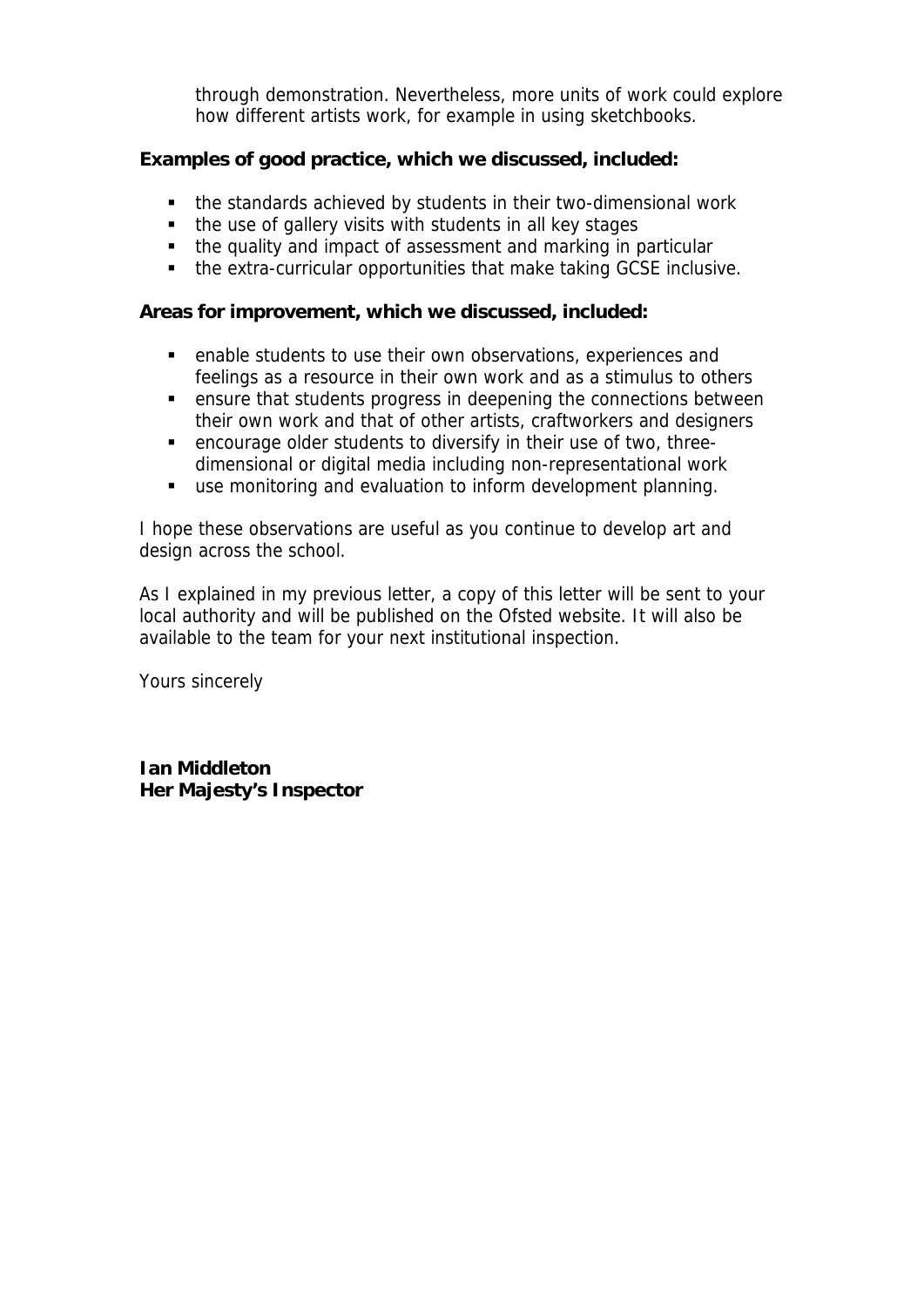through demonstration. Nevertheless, more units of work could explore how different artists work, for example in using sketchbooks.

**Examples of good practice, which we discussed, included:**

- the standards achieved by students in their two-dimensional work
- the use of gallery visits with students in all key stages
- the quality and impact of assessment and marking in particular
- the extra-curricular opportunities that make taking GCSE inclusive.

**Areas for improvement, which we discussed, included:**

- enable students to use their own observations, experiences and feelings as a resource in their own work and as a stimulus to others
- ensure that students progress in deepening the connections between their own work and that of other artists, craftworkers and designers
- encourage older students to diversify in their use of two, three-dimensional or digital media including non-representational work
- use monitoring and evaluation to inform development planning.

I hope these observations are useful as you continue to develop art and design across the school.

As I explained in my previous letter, a copy of this letter will be sent to your local authority and will be published on the Ofsted website. It will also be available to the team for your next institutional inspection.

Yours sincerely

**Ian Middleton**
**Her Majesty's Inspector**